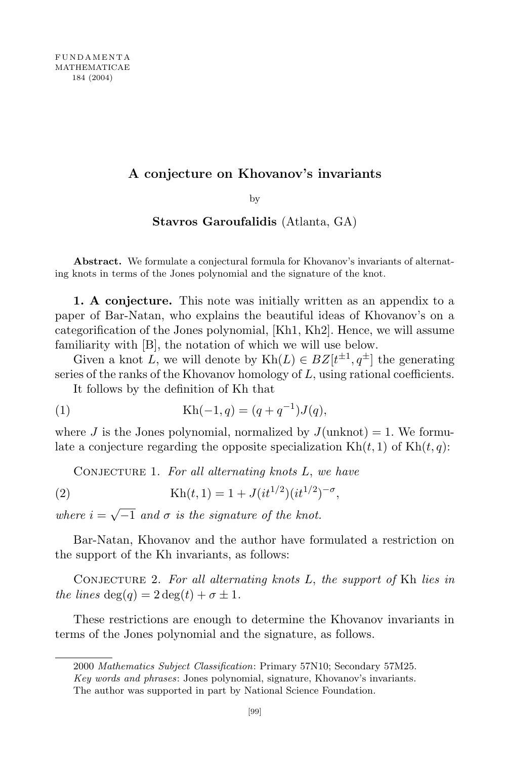FUNDAMENTA MATHEMATICAE 184 (2004)

# A conjecture on Khovanov's invariants

by

**Stavros Garoufalidis** (Atlanta, GA)

**Abstract.** We formulate a conjectural formula for Khovanov's invariants of alternating knots in terms of the Jones polynomial and the signature of the knot.

**1. A conjecture.** This note was initially written as an appendix to a paper of Bar-Natan, who explains the beautiful ideas of Khovanov's on a categorification of the Jones polynomial, [Kh1, Kh2]. Hence, we will assume familiarity with [B], the notation of which we will use below.

Given a knot $L$, we will denote by $\mathrm{Kh}(L) \in BZ[t^{\pm 1}, q^{\pm}]$ the generating series of the ranks of the Khovanov homology of $L$, using rational coefficients.

It follows by the definition of Kh that

$$\mathrm{Kh}(-1, q) = (q + q^{-1}) J(q), \tag{1}$$

where $J$ is the Jones polynomial, normalized by $J(\text{unknot}) = 1$. We formulate a conjecture regarding the opposite specialization $\mathrm{Kh}(t, 1)$ of $\mathrm{Kh}(t, q)$:

Conjecture 1. *For all alternating knots $L$, we have*

$$\mathrm{Kh}(t, 1) = 1 + J(it^{1/2})(it^{1/2})^{-\sigma}, \tag{2}$$

*where $i = \sqrt{-1}$ and $\sigma$ is the signature of the knot.*

Bar-Natan, Khovanov and the author have formulated a restriction on the support of the Kh invariants, as follows:

Conjecture 2. *For all alternating knots $L$, the support of* Kh *lies in the lines* $\deg(q) = 2\deg(t) + \sigma \pm 1$.

These restrictions are enough to determine the Khovanov invariants in terms of the Jones polynomial and the signature, as follows.

---

2000 *Mathematics Subject Classification*: Primary 57N10; Secondary 57M25.

*Key words and phrases*: Jones polynomial, signature, Khovanov's invariants.

The author was supported in part by National Science Foundation.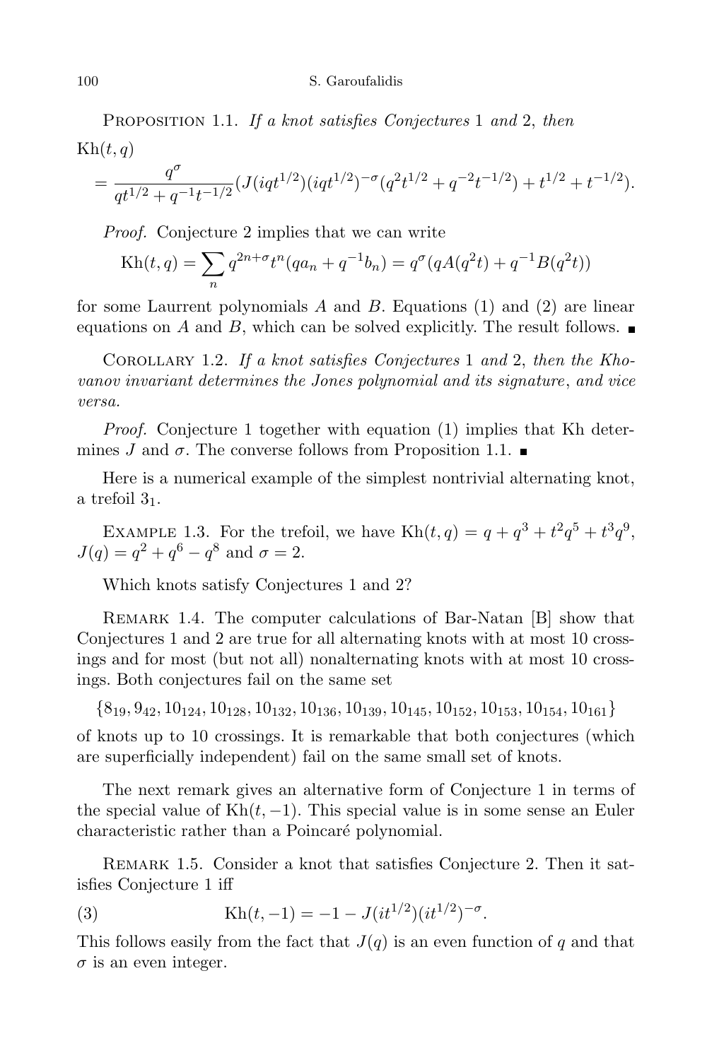PROPOSITION 1.1. *If a knot satisfies Conjectures* 1 *and* 2, *then*

$$\mathrm{Kh}(t,q) = \frac{q^\sigma}{qt^{1/2}+q^{-1}t^{-1/2}}(J(iqt^{1/2})(iqt^{1/2})^{-\sigma}(q^2t^{1/2}+q^{-2}t^{-1/2})+t^{1/2}+t^{-1/2}).$$

*Proof.* Conjecture 2 implies that we can write

$$\mathrm{Kh}(t,q) = \sum_n q^{2n+\sigma}t^n(qa_n+q^{-1}b_n) = q^\sigma(qA(q^2t)+q^{-1}B(q^2t))$$

for some Laurrent polynomials $A$ and $B$. Equations (1) and (2) are linear equations on $A$ and $B$, which can be solved explicitly. The result follows. ■

COROLLARY 1.2. *If a knot satisfies Conjectures* 1 *and* 2, *then the Khovanov invariant determines the Jones polynomial and its signature*, *and vice versa.*

*Proof.* Conjecture 1 together with equation (1) implies that Kh determines $J$ and $\sigma$. The converse follows from Proposition 1.1. ■

Here is a numerical example of the simplest nontrivial alternating knot, a trefoil $3_1$.

EXAMPLE 1.3. For the trefoil, we have $\mathrm{Kh}(t,q) = q+q^3+t^2q^5+t^3q^9$, $J(q) = q^2+q^6-q^8$ and $\sigma = 2$.

Which knots satisfy Conjectures 1 and 2?

REMARK 1.4. The computer calculations of Bar-Natan [B] show that Conjectures 1 and 2 are true for all alternating knots with at most 10 crossings and for most (but not all) nonalternating knots with at most 10 crossings. Both conjectures fail on the same set

$$\{8_{19}, 9_{42}, 10_{124}, 10_{128}, 10_{132}, 10_{136}, 10_{139}, 10_{145}, 10_{152}, 10_{153}, 10_{154}, 10_{161}\}$$

of knots up to 10 crossings. It is remarkable that both conjectures (which are superficially independent) fail on the same small set of knots.

The next remark gives an alternative form of Conjecture 1 in terms of the special value of $\mathrm{Kh}(t,-1)$. This special value is in some sense an Euler characteristic rather than a Poincaré polynomial.

REMARK 1.5. Consider a knot that satisfies Conjecture 2. Then it satisfies Conjecture 1 iff

$$\mathrm{Kh}(t,-1) = -1 - J(it^{1/2})(it^{1/2})^{-\sigma}. \tag{3}$$

This follows easily from the fact that $J(q)$ is an even function of $q$ and that $\sigma$ is an even integer.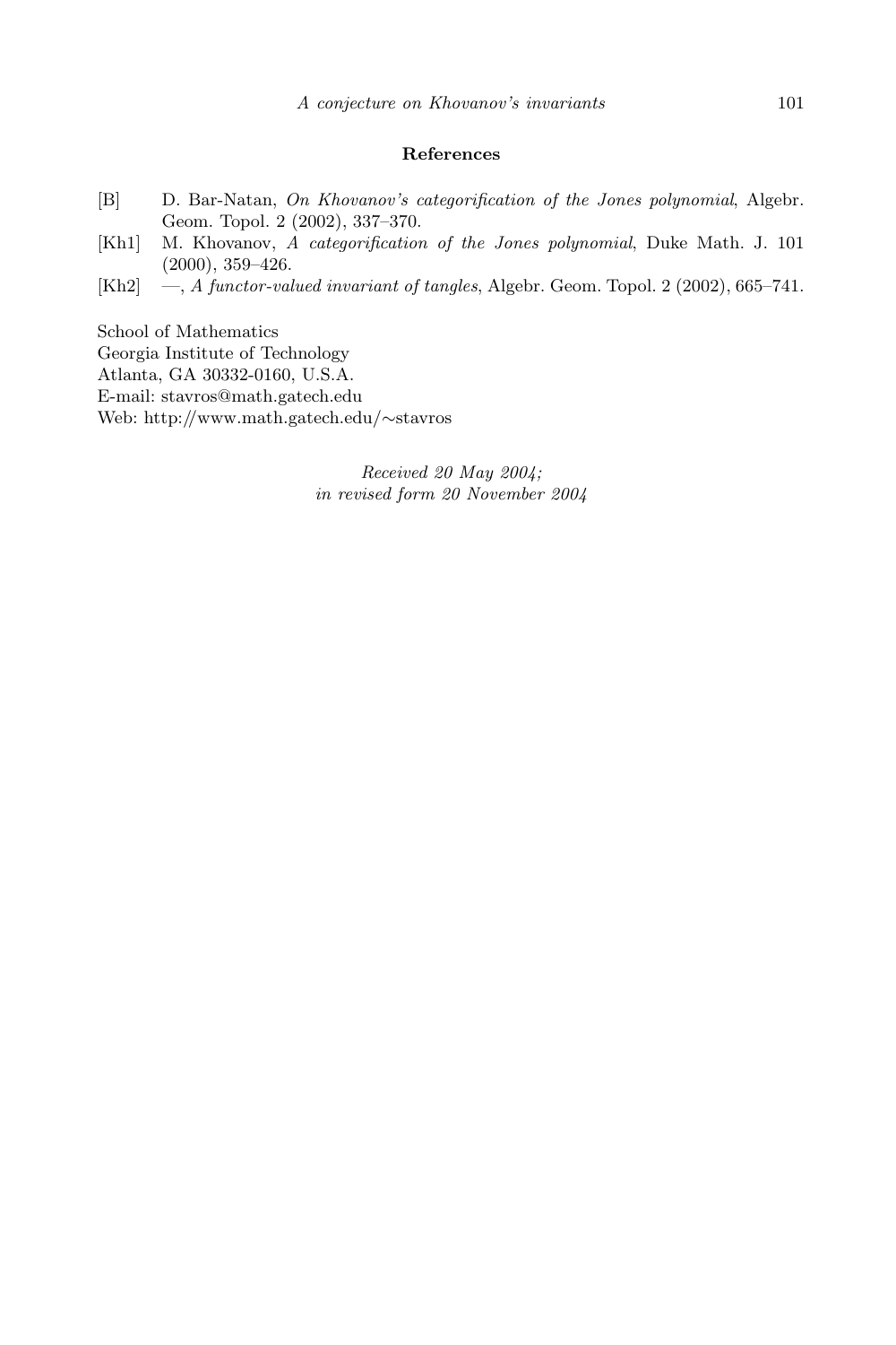## References

[B] D. Bar-Natan, *On Khovanov's categorification of the Jones polynomial*, Algebr. Geom. Topol. 2 (2002), 337–370.

[Kh1] M. Khovanov, *A categorification of the Jones polynomial*, Duke Math. J. 101 (2000), 359–426.

[Kh2] —, *A functor-valued invariant of tangles*, Algebr. Geom. Topol. 2 (2002), 665–741.

School of Mathematics
Georgia Institute of Technology
Atlanta, GA 30332-0160, U.S.A.
E-mail: stavros@math.gatech.edu
Web: http://www.math.gatech.edu/∼stavros

*Received 20 May 2004;*
*in revised form 20 November 2004*